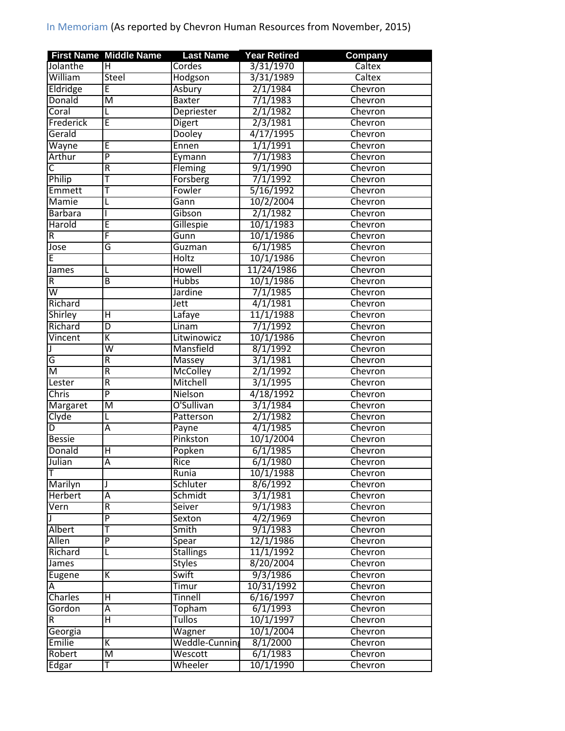In Memoriam (As reported by Chevron Human Resources from November, 2015)

| First Name | Middle Name | Last Name | Year Retired | Company |
|---|---|---|---|---|
| Jolanthe | H | Cordes | 3/31/1970 | Caltex |
| William | Steel | Hodgson | 3/31/1989 | Caltex |
| Eldridge | E | Asbury | 2/1/1984 | Chevron |
| Donald | M | Baxter | 7/1/1983 | Chevron |
| Coral | L | Depriester | 2/1/1982 | Chevron |
| Frederick | E | Digert | 2/3/1981 | Chevron |
| Gerald | | Dooley | 4/17/1995 | Chevron |
| Wayne | E | Ennen | 1/1/1991 | Chevron |
| Arthur | P | Eymann | 7/1/1983 | Chevron |
| C | R | Fleming | 9/1/1990 | Chevron |
| Philip | T | Forsberg | 7/1/1992 | Chevron |
| Emmett | T | Fowler | 5/16/1992 | Chevron |
| Mamie | L | Gann | 10/2/2004 | Chevron |
| Barbara | I | Gibson | 2/1/1982 | Chevron |
| Harold | E | Gillespie | 10/1/1983 | Chevron |
| R | F | Gunn | 10/1/1986 | Chevron |
| Jose | G | Guzman | 6/1/1985 | Chevron |
| E | | Holtz | 10/1/1986 | Chevron |
| James | L | Howell | 11/24/1986 | Chevron |
| R | B | Hubbs | 10/1/1986 | Chevron |
| W | | Jardine | 7/1/1985 | Chevron |
| Richard | | Jett | 4/1/1981 | Chevron |
| Shirley | H | Lafaye | 11/1/1988 | Chevron |
| Richard | D | Linam | 7/1/1992 | Chevron |
| Vincent | K | Litwinowicz | 10/1/1986 | Chevron |
| J | W | Mansfield | 8/1/1992 | Chevron |
| G | R | Massey | 3/1/1981 | Chevron |
| M | R | McColley | 2/1/1992 | Chevron |
| Lester | R | Mitchell | 3/1/1995 | Chevron |
| Chris | P | Nielson | 4/18/1992 | Chevron |
| Margaret | M | O'Sullivan | 3/1/1984 | Chevron |
| Clyde | L | Patterson | 2/1/1982 | Chevron |
| D | A | Payne | 4/1/1985 | Chevron |
| Bessie | | Pinkston | 10/1/2004 | Chevron |
| Donald | H | Popken | 6/1/1985 | Chevron |
| Julian | A | Rice | 6/1/1980 | Chevron |
| T | | Runia | 10/1/1988 | Chevron |
| Marilyn | J | Schluter | 8/6/1992 | Chevron |
| Herbert | A | Schmidt | 3/1/1981 | Chevron |
| Vern | R | Seiver | 9/1/1983 | Chevron |
| J | P | Sexton | 4/2/1969 | Chevron |
| Albert | T | Smith | 9/1/1983 | Chevron |
| Allen | P | Spear | 12/1/1986 | Chevron |
| Richard | L | Stallings | 11/1/1992 | Chevron |
| James | | Styles | 8/20/2004 | Chevron |
| Eugene | K | Swift | 9/3/1986 | Chevron |
| A | | Timur | 10/31/1992 | Chevron |
| Charles | H | Tinnell | 6/16/1997 | Chevron |
| Gordon | A | Topham | 6/1/1993 | Chevron |
| R | H | Tullos | 10/1/1997 | Chevron |
| Georgia | | Wagner | 10/1/2004 | Chevron |
| Emilie | K | Weddle-Cunning | 8/1/2000 | Chevron |
| Robert | M | Wescott | 6/1/1983 | Chevron |
| Edgar | T | Wheeler | 10/1/1990 | Chevron |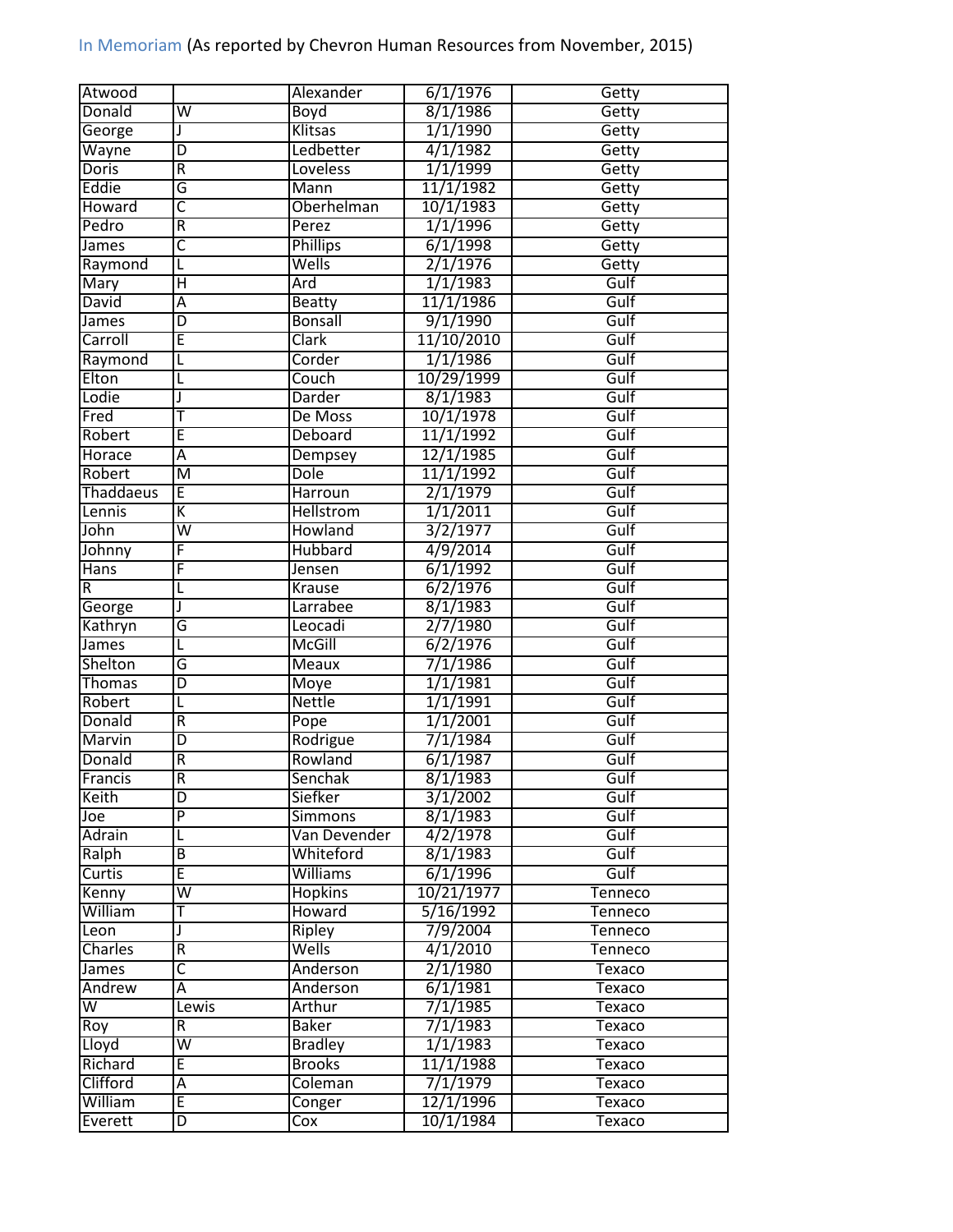In Memoriam (As reported by Chevron Human Resources from November, 2015)

| | | | | |
|---|---|---|---|---|
| Atwood | | Alexander | 6/1/1976 | Getty |
| Donald | W | Boyd | 8/1/1986 | Getty |
| George | J | Klitsas | 1/1/1990 | Getty |
| Wayne | D | Ledbetter | 4/1/1982 | Getty |
| Doris | R | Loveless | 1/1/1999 | Getty |
| Eddie | G | Mann | 11/1/1982 | Getty |
| Howard | C | Oberhelman | 10/1/1983 | Getty |
| Pedro | R | Perez | 1/1/1996 | Getty |
| James | C | Phillips | 6/1/1998 | Getty |
| Raymond | L | Wells | 2/1/1976 | Getty |
| Mary | H | Ard | 1/1/1983 | Gulf |
| David | A | Beatty | 11/1/1986 | Gulf |
| James | D | Bonsall | 9/1/1990 | Gulf |
| Carroll | E | Clark | 11/10/2010 | Gulf |
| Raymond | L | Corder | 1/1/1986 | Gulf |
| Elton | L | Couch | 10/29/1999 | Gulf |
| Lodie | J | Darder | 8/1/1983 | Gulf |
| Fred | T | De Moss | 10/1/1978 | Gulf |
| Robert | E | Deboard | 11/1/1992 | Gulf |
| Horace | A | Dempsey | 12/1/1985 | Gulf |
| Robert | M | Dole | 11/1/1992 | Gulf |
| Thaddaeus | E | Harroun | 2/1/1979 | Gulf |
| Lennis | K | Hellstrom | 1/1/2011 | Gulf |
| John | W | Howland | 3/2/1977 | Gulf |
| Johnny | F | Hubbard | 4/9/2014 | Gulf |
| Hans | F | Jensen | 6/1/1992 | Gulf |
| R | L | Krause | 6/2/1976 | Gulf |
| George | J | Larrabee | 8/1/1983 | Gulf |
| Kathryn | G | Leocadi | 2/7/1980 | Gulf |
| James | L | McGill | 6/2/1976 | Gulf |
| Shelton | G | Meaux | 7/1/1986 | Gulf |
| Thomas | D | Moye | 1/1/1981 | Gulf |
| Robert | L | Nettle | 1/1/1991 | Gulf |
| Donald | R | Pope | 1/1/2001 | Gulf |
| Marvin | D | Rodrigue | 7/1/1984 | Gulf |
| Donald | R | Rowland | 6/1/1987 | Gulf |
| Francis | R | Senchak | 8/1/1983 | Gulf |
| Keith | D | Siefker | 3/1/2002 | Gulf |
| Joe | P | Simmons | 8/1/1983 | Gulf |
| Adrain | L | Van Devender | 4/2/1978 | Gulf |
| Ralph | B | Whiteford | 8/1/1983 | Gulf |
| Curtis | E | Williams | 6/1/1996 | Gulf |
| Kenny | W | Hopkins | 10/21/1977 | Tenneco |
| William | T | Howard | 5/16/1992 | Tenneco |
| Leon | J | Ripley | 7/9/2004 | Tenneco |
| Charles | R | Wells | 4/1/2010 | Tenneco |
| James | C | Anderson | 2/1/1980 | Texaco |
| Andrew | A | Anderson | 6/1/1981 | Texaco |
| W | Lewis | Arthur | 7/1/1985 | Texaco |
| Roy | R | Baker | 7/1/1983 | Texaco |
| Lloyd | W | Bradley | 1/1/1983 | Texaco |
| Richard | E | Brooks | 11/1/1988 | Texaco |
| Clifford | A | Coleman | 7/1/1979 | Texaco |
| William | E | Conger | 12/1/1996 | Texaco |
| Everett | D | Cox | 10/1/1984 | Texaco |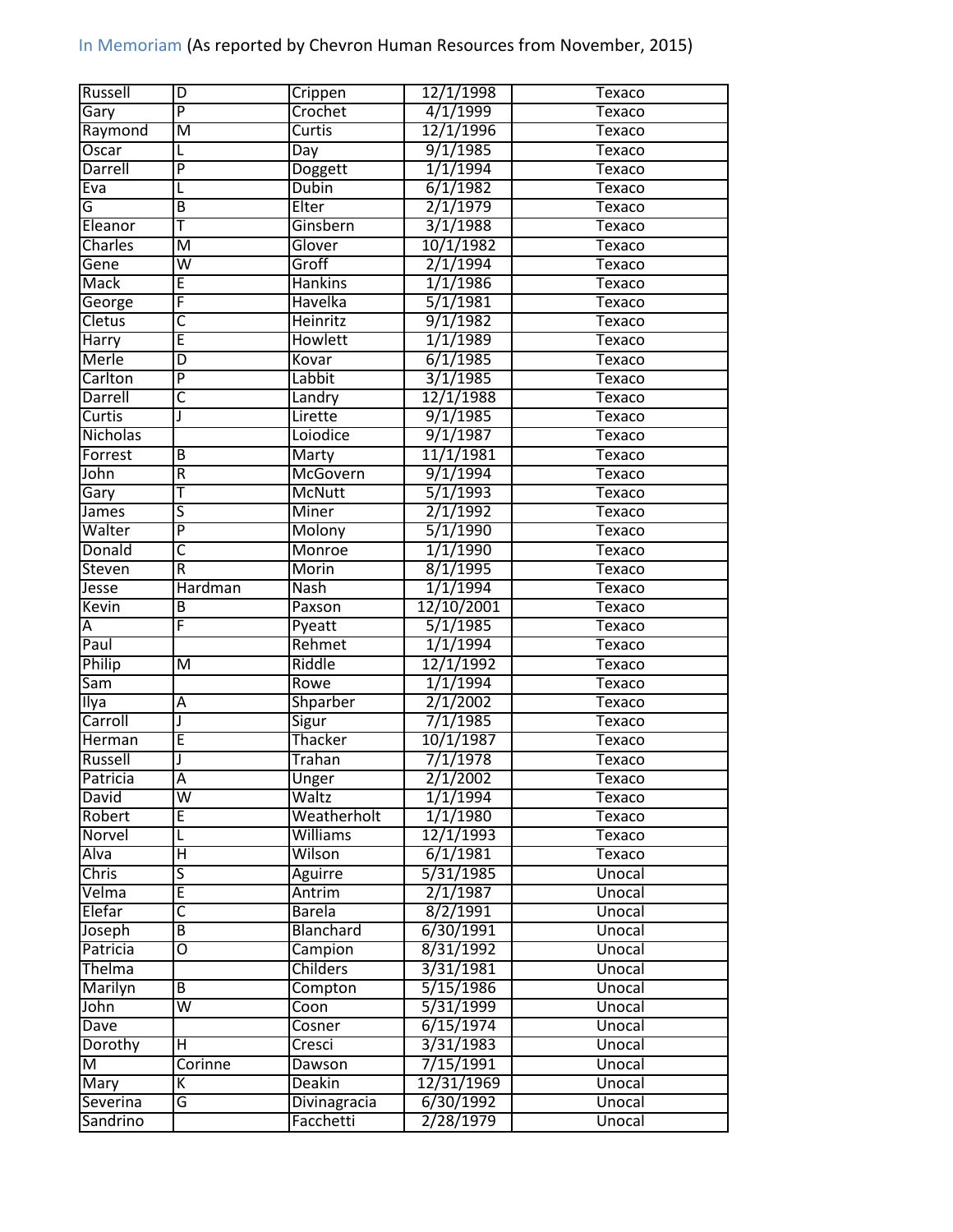In Memoriam (As reported by Chevron Human Resources from November, 2015)

| Russell | D | Crippen | 12/1/1998 | Texaco |
|---|---|---|---|---|
| Gary | P | Crochet | 4/1/1999 | Texaco |
| Raymond | M | Curtis | 12/1/1996 | Texaco |
| Oscar | L | Day | 9/1/1985 | Texaco |
| Darrell | P | Doggett | 1/1/1994 | Texaco |
| Eva | L | Dubin | 6/1/1982 | Texaco |
| G | B | Elter | 2/1/1979 | Texaco |
| Eleanor | T | Ginsbern | 3/1/1988 | Texaco |
| Charles | M | Glover | 10/1/1982 | Texaco |
| Gene | W | Groff | 2/1/1994 | Texaco |
| Mack | E | Hankins | 1/1/1986 | Texaco |
| George | F | Havelka | 5/1/1981 | Texaco |
| Cletus | C | Heinritz | 9/1/1982 | Texaco |
| Harry | E | Howlett | 1/1/1989 | Texaco |
| Merle | D | Kovar | 6/1/1985 | Texaco |
| Carlton | P | Labbit | 3/1/1985 | Texaco |
| Darrell | C | Landry | 12/1/1988 | Texaco |
| Curtis | J | Lirette | 9/1/1985 | Texaco |
| Nicholas | | Loiodice | 9/1/1987 | Texaco |
| Forrest | B | Marty | 11/1/1981 | Texaco |
| John | R | McGovern | 9/1/1994 | Texaco |
| Gary | T | McNutt | 5/1/1993 | Texaco |
| James | S | Miner | 2/1/1992 | Texaco |
| Walter | P | Molony | 5/1/1990 | Texaco |
| Donald | C | Monroe | 1/1/1990 | Texaco |
| Steven | R | Morin | 8/1/1995 | Texaco |
| Jesse | Hardman | Nash | 1/1/1994 | Texaco |
| Kevin | B | Paxson | 12/10/2001 | Texaco |
| A | F | Pyeatt | 5/1/1985 | Texaco |
| Paul | | Rehmet | 1/1/1994 | Texaco |
| Philip | M | Riddle | 12/1/1992 | Texaco |
| Sam | | Rowe | 1/1/1994 | Texaco |
| Ilya | A | Shparber | 2/1/2002 | Texaco |
| Carroll | J | Sigur | 7/1/1985 | Texaco |
| Herman | E | Thacker | 10/1/1987 | Texaco |
| Russell | J | Trahan | 7/1/1978 | Texaco |
| Patricia | A | Unger | 2/1/2002 | Texaco |
| David | W | Waltz | 1/1/1994 | Texaco |
| Robert | E | Weatherholt | 1/1/1980 | Texaco |
| Norvel | L | Williams | 12/1/1993 | Texaco |
| Alva | H | Wilson | 6/1/1981 | Texaco |
| Chris | S | Aguirre | 5/31/1985 | Unocal |
| Velma | E | Antrim | 2/1/1987 | Unocal |
| Elefar | C | Barela | 8/2/1991 | Unocal |
| Joseph | B | Blanchard | 6/30/1991 | Unocal |
| Patricia | O | Campion | 8/31/1992 | Unocal |
| Thelma | | Childers | 3/31/1981 | Unocal |
| Marilyn | B | Compton | 5/15/1986 | Unocal |
| John | W | Coon | 5/31/1999 | Unocal |
| Dave | | Cosner | 6/15/1974 | Unocal |
| Dorothy | H | Cresci | 3/31/1983 | Unocal |
| M | Corinne | Dawson | 7/15/1991 | Unocal |
| Mary | K | Deakin | 12/31/1969 | Unocal |
| Severina | G | Divinagracia | 6/30/1992 | Unocal |
| Sandrino | | Facchetti | 2/28/1979 | Unocal |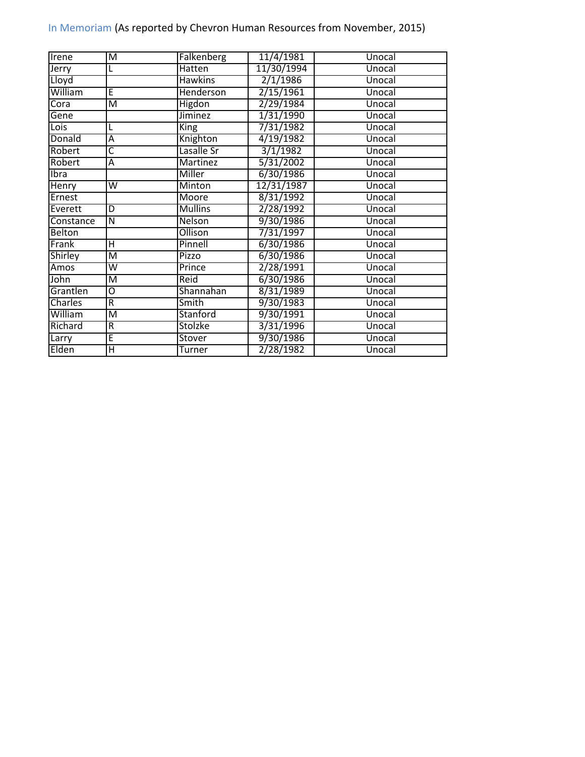In Memoriam (As reported by Chevron Human Resources from November, 2015)

| | | | | |
|---|---|---|---|---|
| Irene | M | Falkenberg | 11/4/1981 | Unocal |
| Jerry | L | Hatten | 11/30/1994 | Unocal |
| Lloyd | | Hawkins | 2/1/1986 | Unocal |
| William | E | Henderson | 2/15/1961 | Unocal |
| Cora | M | Higdon | 2/29/1984 | Unocal |
| Gene | | Jiminez | 1/31/1990 | Unocal |
| Lois | L | King | 7/31/1982 | Unocal |
| Donald | A | Knighton | 4/19/1982 | Unocal |
| Robert | C | Lasalle Sr | 3/1/1982 | Unocal |
| Robert | A | Martinez | 5/31/2002 | Unocal |
| Ibra | | Miller | 6/30/1986 | Unocal |
| Henry | W | Minton | 12/31/1987 | Unocal |
| Ernest | | Moore | 8/31/1992 | Unocal |
| Everett | D | Mullins | 2/28/1992 | Unocal |
| Constance | N | Nelson | 9/30/1986 | Unocal |
| Belton | | Ollison | 7/31/1997 | Unocal |
| Frank | H | Pinnell | 6/30/1986 | Unocal |
| Shirley | M | Pizzo | 6/30/1986 | Unocal |
| Amos | W | Prince | 2/28/1991 | Unocal |
| John | M | Reid | 6/30/1986 | Unocal |
| Grantlen | O | Shannahan | 8/31/1989 | Unocal |
| Charles | R | Smith | 9/30/1983 | Unocal |
| William | M | Stanford | 9/30/1991 | Unocal |
| Richard | R | Stolzke | 3/31/1996 | Unocal |
| Larry | E | Stover | 9/30/1986 | Unocal |
| Elden | H | Turner | 2/28/1982 | Unocal |